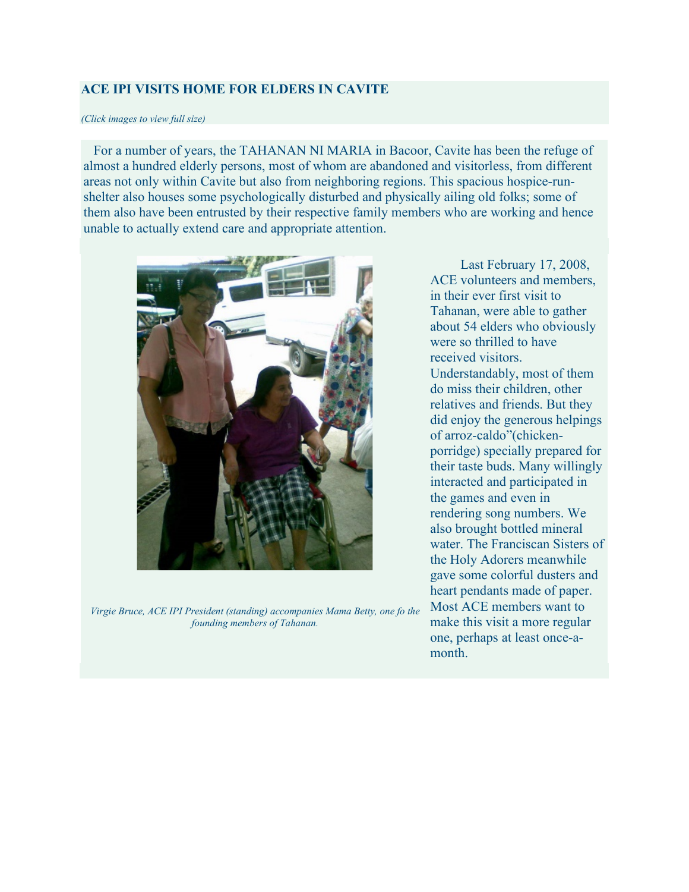# ACE IPI VISITS HOME FOR ELDERS IN CAVITE

*(Click images to view full size)*

For a number of years, the TAHANAN NI MARIA in Bacoor, Cavite has been the refuge of almost a hundred elderly persons, most of whom are abandoned and visitorless, from different areas not only within Cavite but also from neighboring regions. This spacious hospice-run-shelter also houses some psychologically disturbed and physically ailing old folks; some of them also have been entrusted by their respective family members who are working and hence unable to actually extend care and appropriate attention.

*Virgie Bruce, ACE IPI President (standing) accompanies Mama Betty, one fo the founding members of Tahanan.*

Last February 17, 2008, ACE volunteers and members, in their ever first visit to Tahanan, were able to gather about 54 elders who obviously were so thrilled to have received visitors. Understandably, most of them do miss their children, other relatives and friends. But they did enjoy the generous helpings of arroz-caldo"(chicken-porridge) specially prepared for their taste buds. Many willingly interacted and participated in the games and even in rendering song numbers. We also brought bottled mineral water. The Franciscan Sisters of the Holy Adorers meanwhile gave some colorful dusters and heart pendants made of paper. Most ACE members want to make this visit a more regular one, perhaps at least once-a-month.